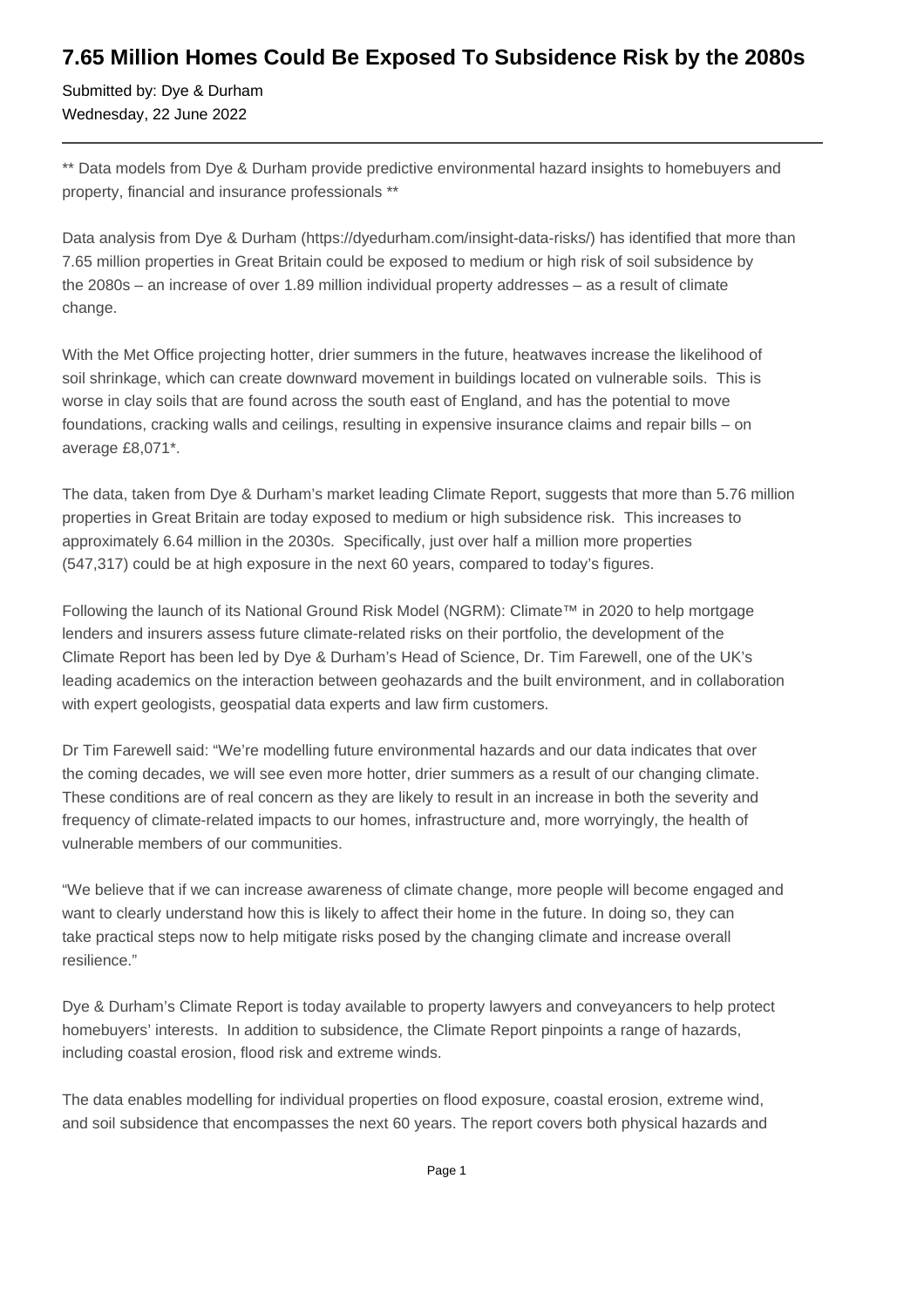# 7.65 Million Homes Could Be Exposed To Subsidence Risk by the 2080s

Submitted by: Dye & Durham
Wednesday, 22 June 2022

---

** Data models from Dye & Durham provide predictive environmental hazard insights to homebuyers and property, financial and insurance professionals **

Data analysis from Dye & Durham (https://dyedurham.com/insight-data-risks/) has identified that more than 7.65 million properties in Great Britain could be exposed to medium or high risk of soil subsidence by the 2080s – an increase of over 1.89 million individual property addresses – as a result of climate change.

With the Met Office projecting hotter, drier summers in the future, heatwaves increase the likelihood of soil shrinkage, which can create downward movement in buildings located on vulnerable soils. This is worse in clay soils that are found across the south east of England, and has the potential to move foundations, cracking walls and ceilings, resulting in expensive insurance claims and repair bills – on average £8,071*.

The data, taken from Dye & Durham's market leading Climate Report, suggests that more than 5.76 million properties in Great Britain are today exposed to medium or high subsidence risk. This increases to approximately 6.64 million in the 2030s. Specifically, just over half a million more properties (547,317) could be at high exposure in the next 60 years, compared to today's figures.

Following the launch of its National Ground Risk Model (NGRM): Climate™ in 2020 to help mortgage lenders and insurers assess future climate-related risks on their portfolio, the development of the Climate Report has been led by Dye & Durham's Head of Science, Dr. Tim Farewell, one of the UK's leading academics on the interaction between geohazards and the built environment, and in collaboration with expert geologists, geospatial data experts and law firm customers.

Dr Tim Farewell said: "We're modelling future environmental hazards and our data indicates that over the coming decades, we will see even more hotter, drier summers as a result of our changing climate. These conditions are of real concern as they are likely to result in an increase in both the severity and frequency of climate-related impacts to our homes, infrastructure and, more worryingly, the health of vulnerable members of our communities.

"We believe that if we can increase awareness of climate change, more people will become engaged and want to clearly understand how this is likely to affect their home in the future. In doing so, they can take practical steps now to help mitigate risks posed by the changing climate and increase overall resilience."

Dye & Durham's Climate Report is today available to property lawyers and conveyancers to help protect homebuyers' interests. In addition to subsidence, the Climate Report pinpoints a range of hazards, including coastal erosion, flood risk and extreme winds.

The data enables modelling for individual properties on flood exposure, coastal erosion, extreme wind, and soil subsidence that encompasses the next 60 years. The report covers both physical hazards and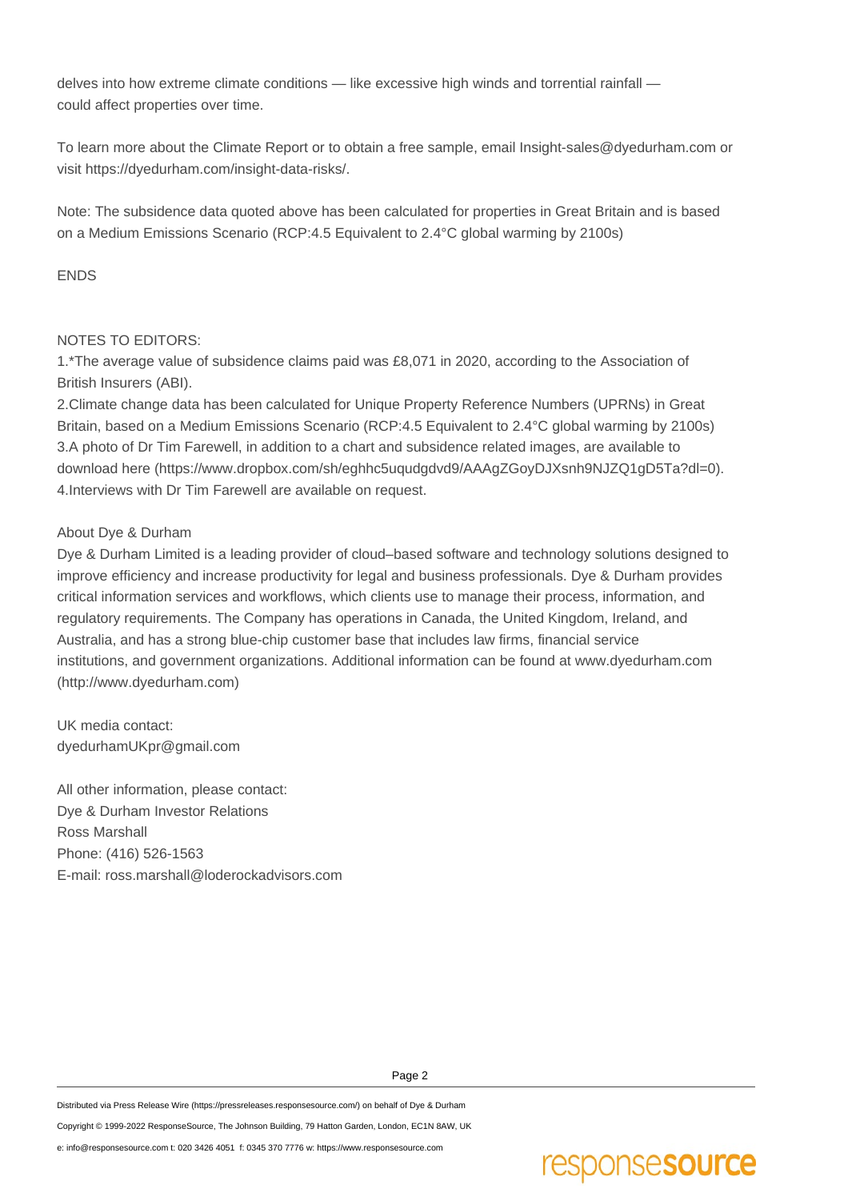delves into how extreme climate conditions — like excessive high winds and torrential rainfall — could affect properties over time.

To learn more about the Climate Report or to obtain a free sample, email Insight-sales@dyedurham.com or visit https://dyedurham.com/insight-data-risks/.

Note: The subsidence data quoted above has been calculated for properties in Great Britain and is based on a Medium Emissions Scenario (RCP:4.5 Equivalent to 2.4°C global warming by 2100s)

ENDS

NOTES TO EDITORS:

1.*The average value of subsidence claims paid was £8,071 in 2020, according to the Association of British Insurers (ABI).
2.Climate change data has been calculated for Unique Property Reference Numbers (UPRNs) in Great Britain, based on a Medium Emissions Scenario (RCP:4.5 Equivalent to 2.4°C global warming by 2100s)
3.A photo of Dr Tim Farewell, in addition to a chart and subsidence related images, are available to download here (https://www.dropbox.com/sh/eghhc5uqudgdvd9/AAAgZGoyDJXsnh9NJZQ1gD5Ta?dl=0).
4.Interviews with Dr Tim Farewell are available on request.

About Dye & Durham

Dye & Durham Limited is a leading provider of cloud–based software and technology solutions designed to improve efficiency and increase productivity for legal and business professionals. Dye & Durham provides critical information services and workflows, which clients use to manage their process, information, and regulatory requirements. The Company has operations in Canada, the United Kingdom, Ireland, and Australia, and has a strong blue-chip customer base that includes law firms, financial service institutions, and government organizations. Additional information can be found at www.dyedurham.com (http://www.dyedurham.com)

UK media contact:
dyedurhamUKpr@gmail.com

All other information, please contact:
Dye & Durham Investor Relations
Ross Marshall
Phone: (416) 526-1563
E-mail: ross.marshall@loderockadvisors.com